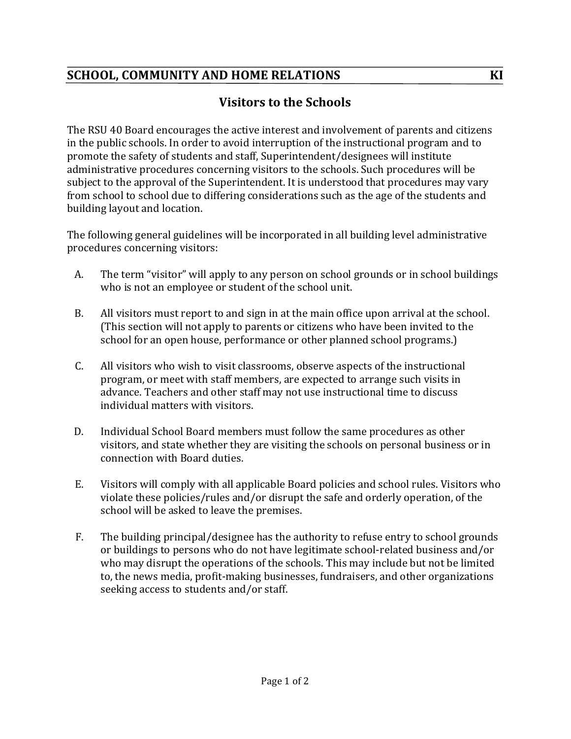## SCHOOL, COMMUNITY AND HOME RELATIONS — KI

# Visitors to the Schools

The RSU 40 Board encourages the active interest and involvement of parents and citizens in the public schools. In order to avoid interruption of the instructional program and to promote the safety of students and staff, Superintendent/designees will institute administrative procedures concerning visitors to the schools. Such procedures will be subject to the approval of the Superintendent. It is understood that procedures may vary from school to school due to differing considerations such as the age of the students and building layout and location.

The following general guidelines will be incorporated in all building level administrative procedures concerning visitors:

A. The term "visitor" will apply to any person on school grounds or in school buildings who is not an employee or student of the school unit.

B. All visitors must report to and sign in at the main office upon arrival at the school. (This section will not apply to parents or citizens who have been invited to the school for an open house, performance or other planned school programs.)

C. All visitors who wish to visit classrooms, observe aspects of the instructional program, or meet with staff members, are expected to arrange such visits in advance. Teachers and other staff may not use instructional time to discuss individual matters with visitors.

D. Individual School Board members must follow the same procedures as other visitors, and state whether they are visiting the schools on personal business or in connection with Board duties.

E. Visitors will comply with all applicable Board policies and school rules. Visitors who violate these policies/rules and/or disrupt the safe and orderly operation, of the school will be asked to leave the premises.

F. The building principal/designee has the authority to refuse entry to school grounds or buildings to persons who do not have legitimate school-related business and/or who may disrupt the operations of the schools. This may include but not be limited to, the news media, profit-making businesses, fundraisers, and other organizations seeking access to students and/or staff.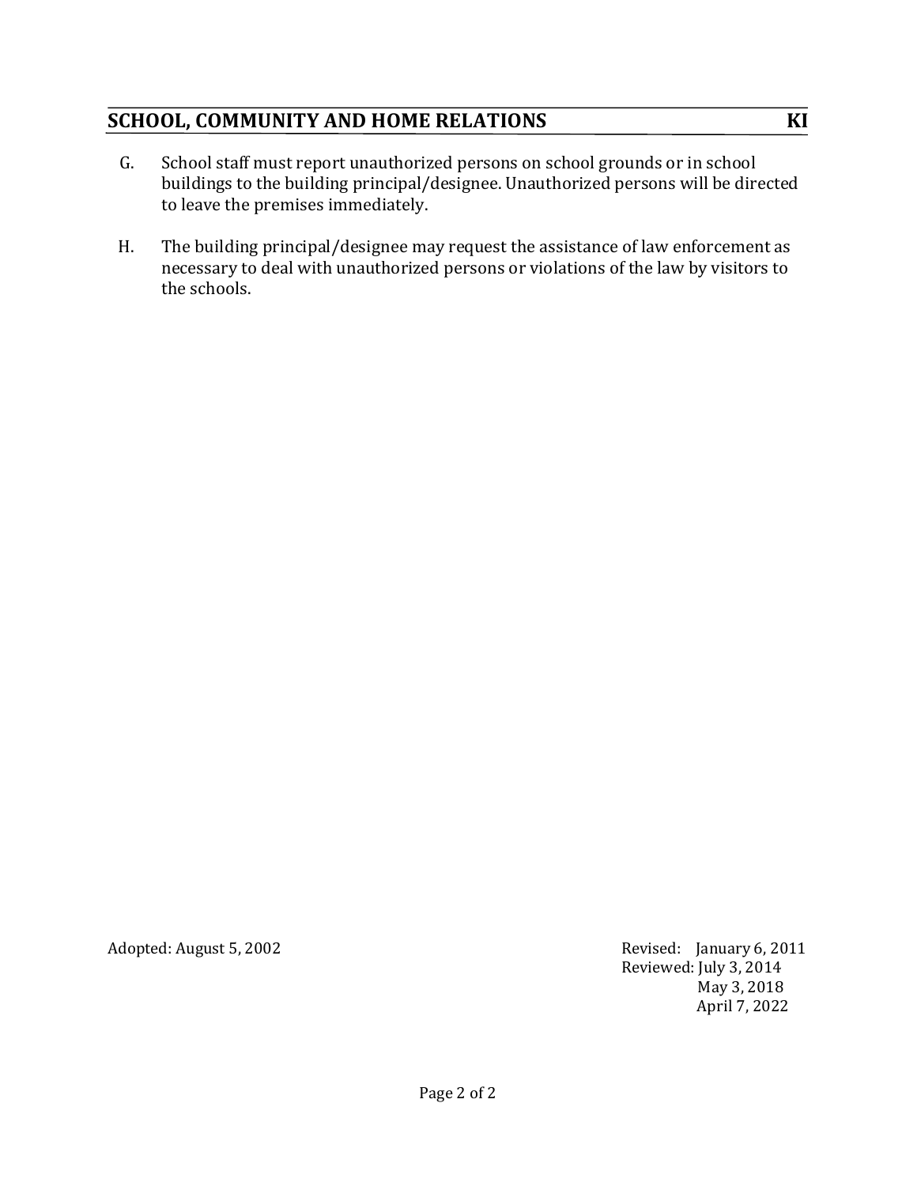G. School staff must report unauthorized persons on school grounds or in school buildings to the building principal/designee. Unauthorized persons will be directed to leave the premises immediately.

H. The building principal/designee may request the assistance of law enforcement as necessary to deal with unauthorized persons or violations of the law by visitors to the schools.

Adopted: August 5, 2002

Revised: January 6, 2011
Reviewed: July 3, 2014
May 3, 2018
April 7, 2022